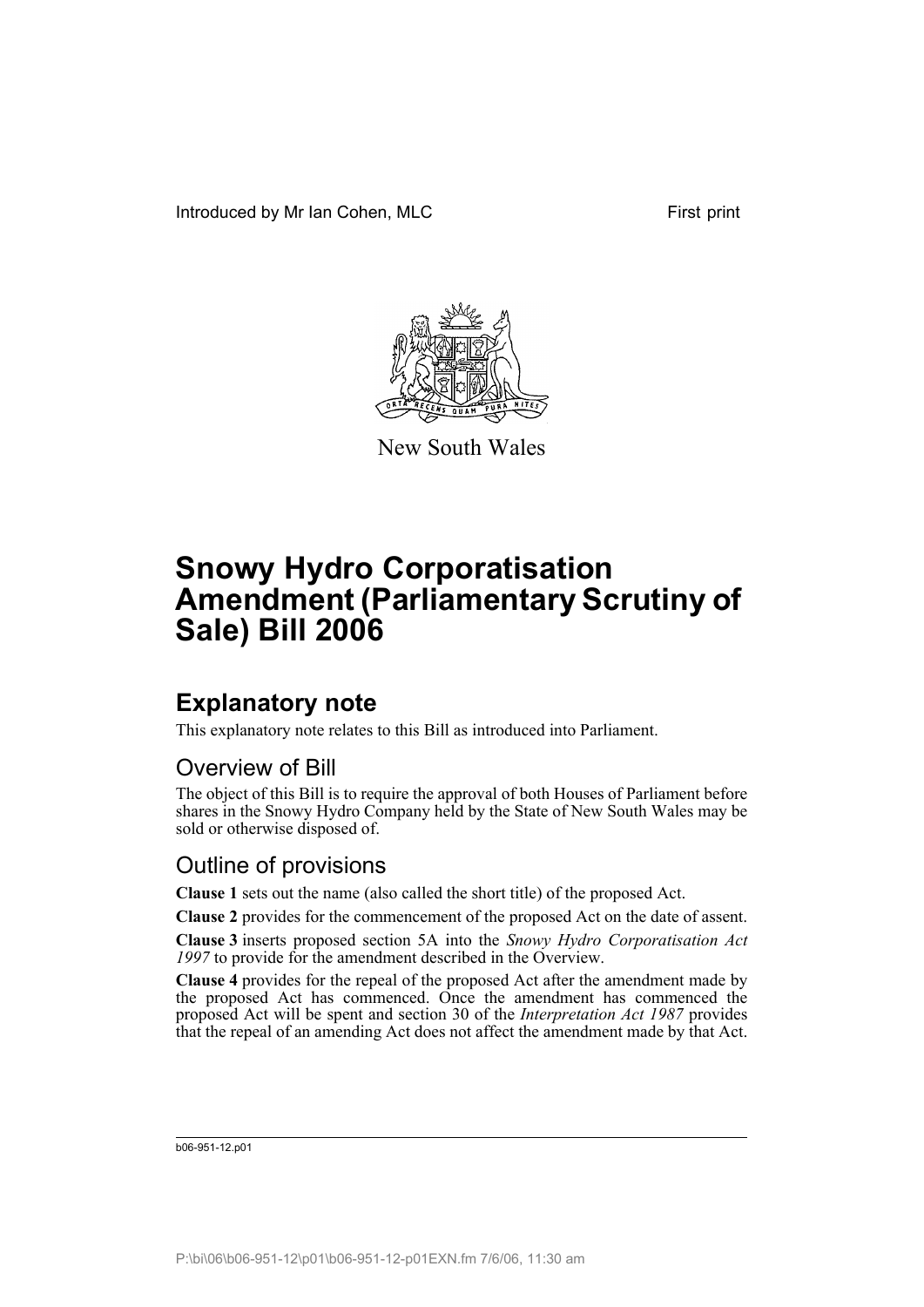Introduced by Mr Ian Cohen, MLC First print

New South Wales

# Snowy Hydro Corporatisation Amendment (Parliamentary Scrutiny of Sale) Bill 2006

## Explanatory note

This explanatory note relates to this Bill as introduced into Parliament.

### Overview of Bill

The object of this Bill is to require the approval of both Houses of Parliament before shares in the Snowy Hydro Company held by the State of New South Wales may be sold or otherwise disposed of.

### Outline of provisions

**Clause 1** sets out the name (also called the short title) of the proposed Act.

**Clause 2** provides for the commencement of the proposed Act on the date of assent.

**Clause 3** inserts proposed section 5A into the *Snowy Hydro Corporatisation Act 1997* to provide for the amendment described in the Overview.

**Clause 4** provides for the repeal of the proposed Act after the amendment made by the proposed Act has commenced. Once the amendment has commenced the proposed Act will be spent and section 30 of the *Interpretation Act 1987* provides that the repeal of an amending Act does not affect the amendment made by that Act.

b06-951-12.p01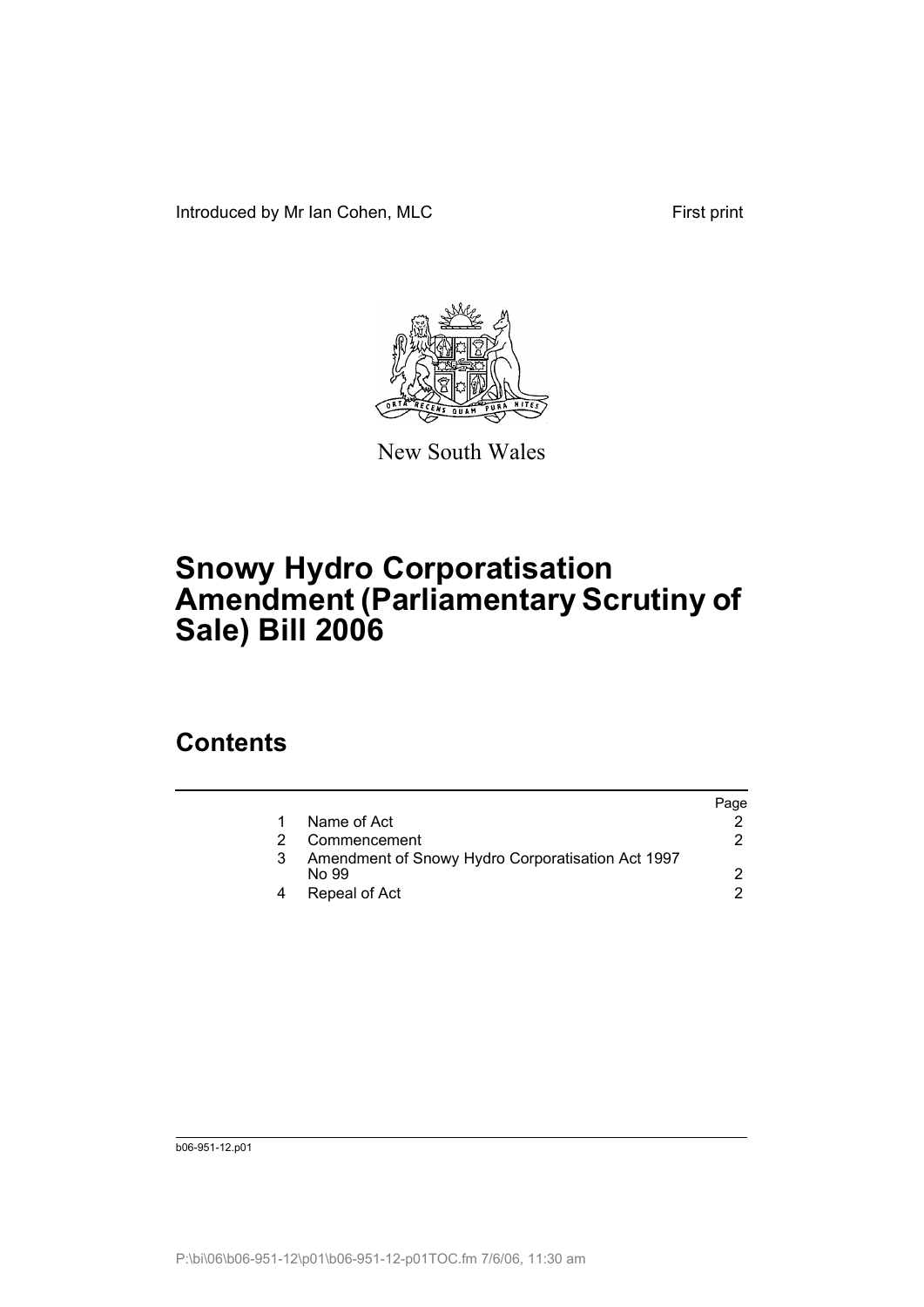Introduced by Mr Ian Cohen, MLC

First print

New South Wales

# Snowy Hydro Corporatisation Amendment (Parliamentary Scrutiny of Sale) Bill 2006

## Contents

| | | Page |
|---|---|---|
| 1 | Name of Act | 2 |
| 2 | Commencement | 2 |
| 3 | Amendment of Snowy Hydro Corporatisation Act 1997 No 99 | 2 |
| 4 | Repeal of Act | 2 |

b06-951-12.p01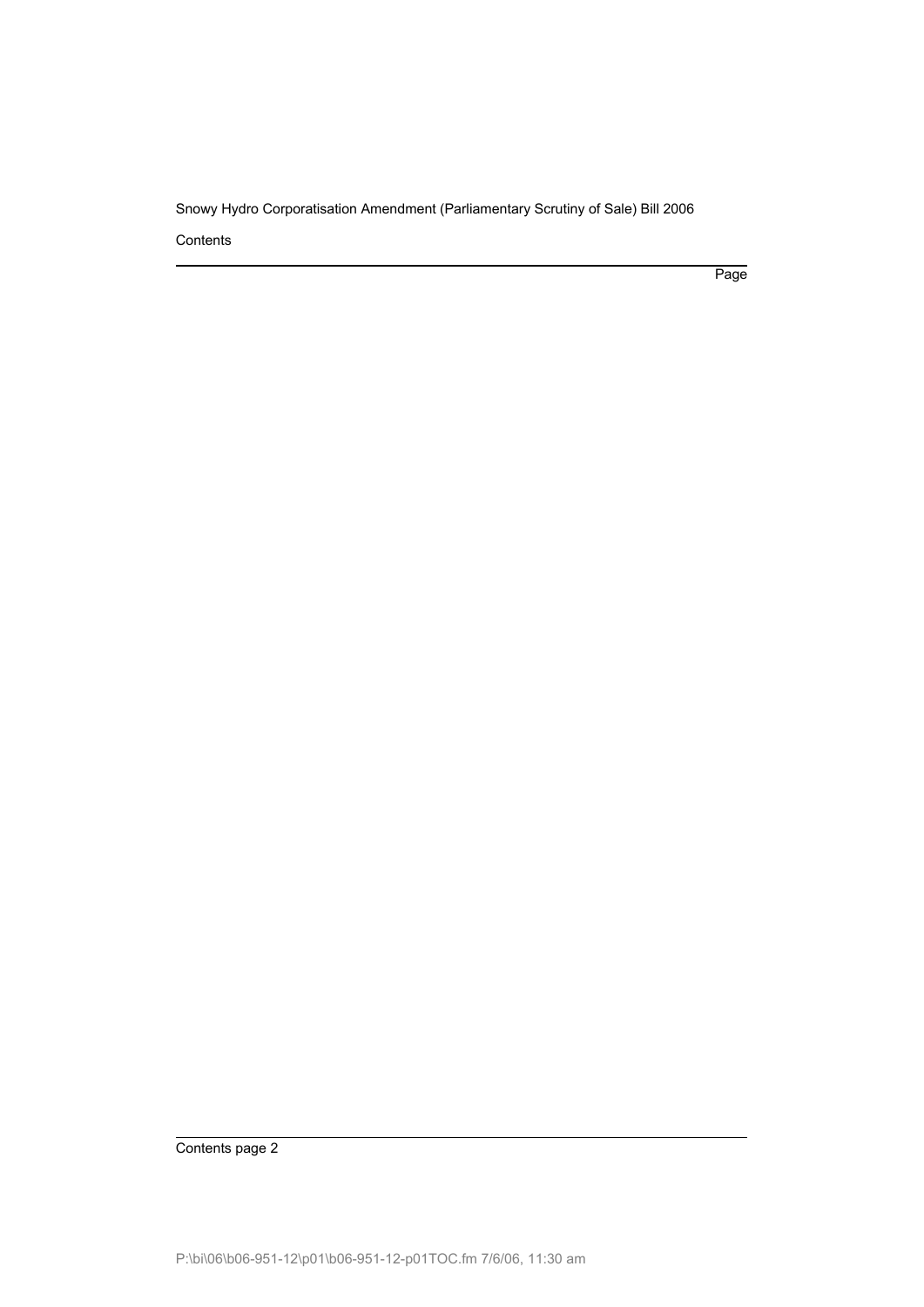Contents

Page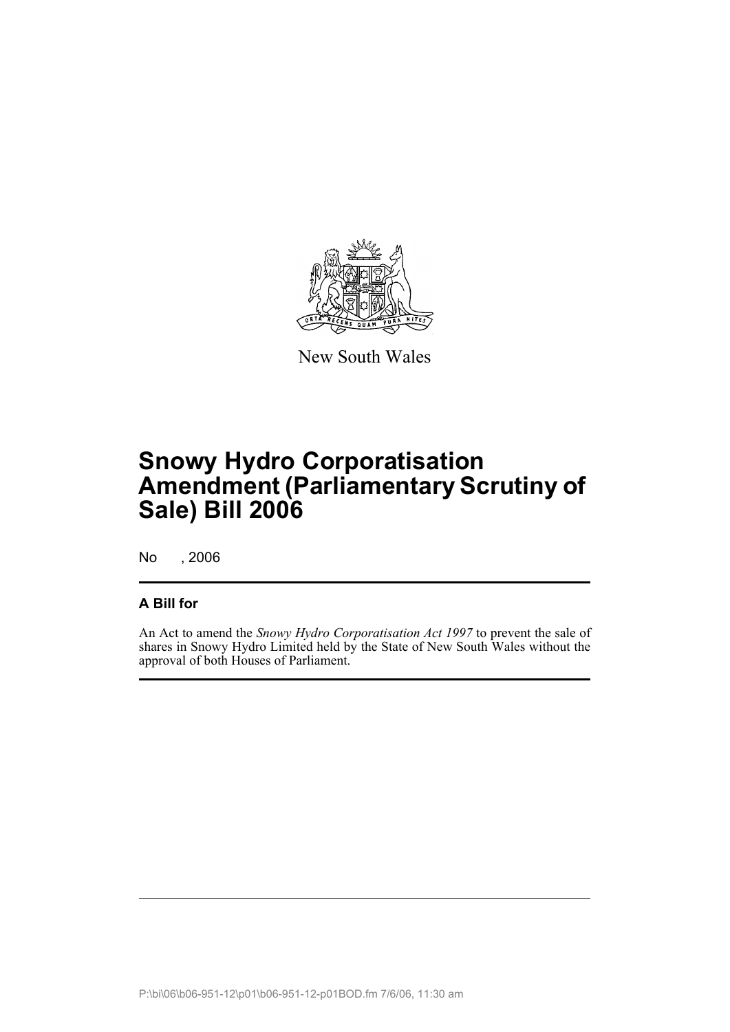New South Wales

# Snowy Hydro Corporatisation Amendment (Parliamentary Scrutiny of Sale) Bill 2006

No , 2006

## A Bill for

An Act to amend the *Snowy Hydro Corporatisation Act 1997* to prevent the sale of shares in Snowy Hydro Limited held by the State of New South Wales without the approval of both Houses of Parliament.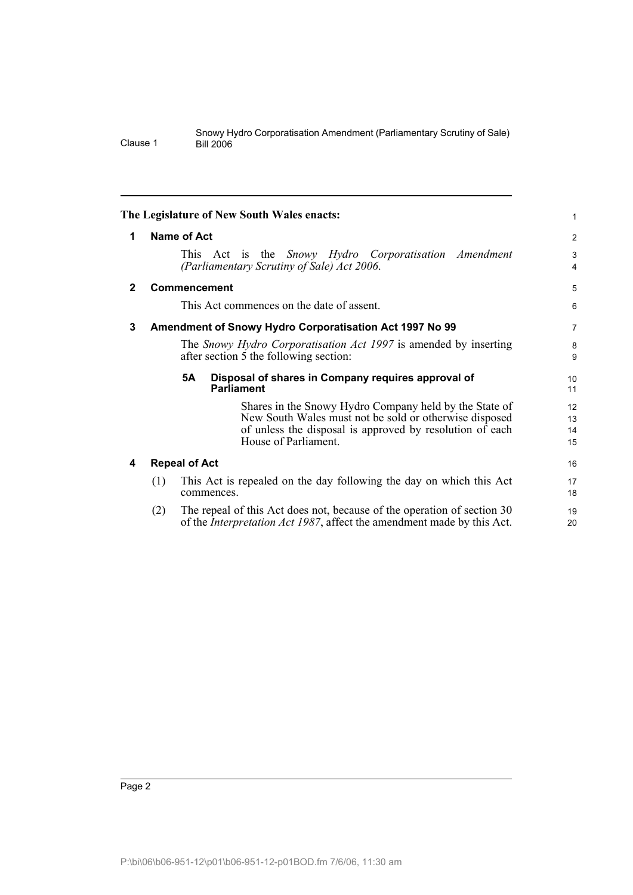**The Legislature of New South Wales enacts:**

## 1 Name of Act

This Act is the *Snowy Hydro Corporatisation Amendment (Parliamentary Scrutiny of Sale) Act 2006*.

## 2 Commencement

This Act commences on the date of assent.

## 3 Amendment of Snowy Hydro Corporatisation Act 1997 No 99

The *Snowy Hydro Corporatisation Act 1997* is amended by inserting after section 5 the following section:

### 5A Disposal of shares in Company requires approval of Parliament

Shares in the Snowy Hydro Company held by the State of New South Wales must not be sold or otherwise disposed of unless the disposal is approved by resolution of each House of Parliament.

## 4 Repeal of Act

(1) This Act is repealed on the day following the day on which this Act commences.

(2) The repeal of this Act does not, because of the operation of section 30 of the *Interpretation Act 1987*, affect the amendment made by this Act.